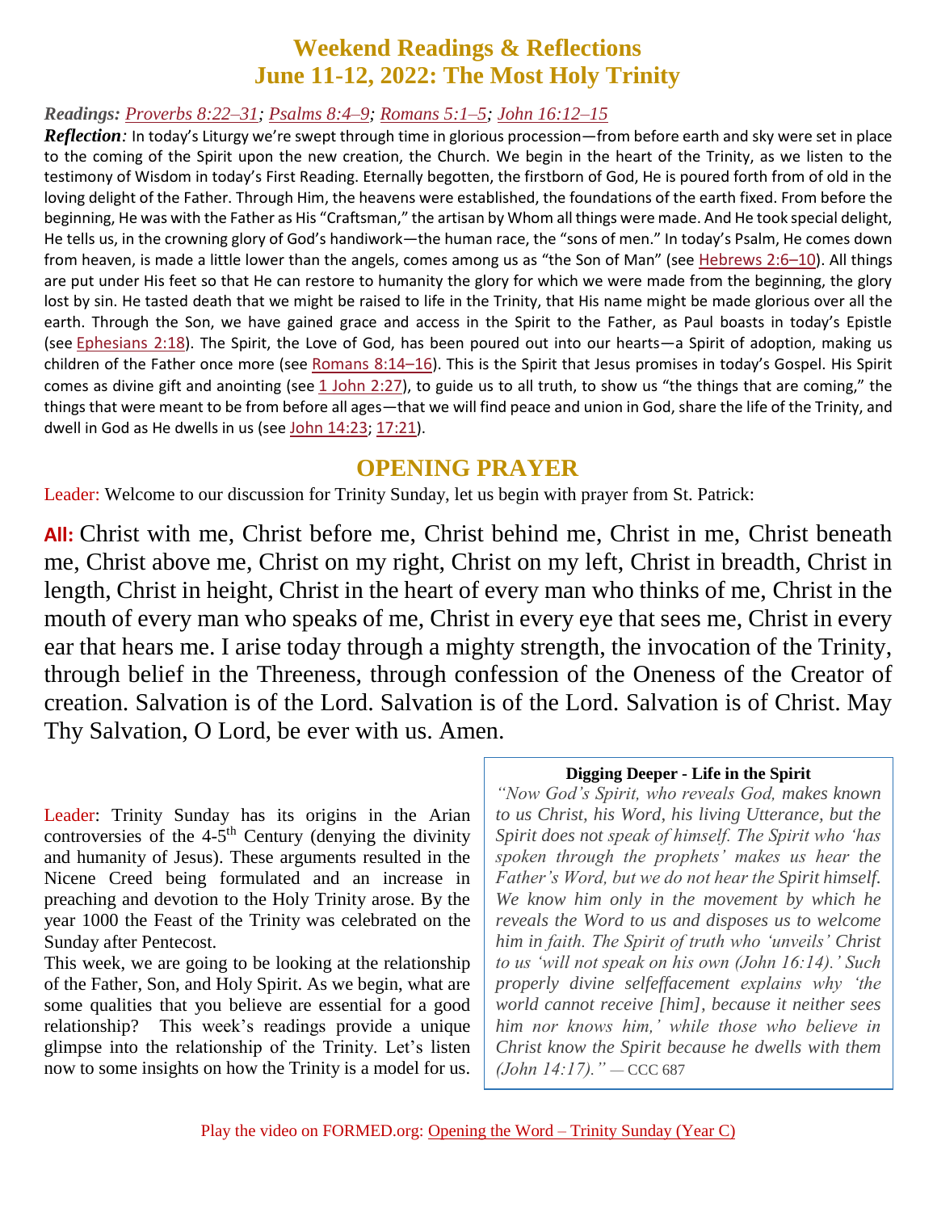# Weekend Readings & Reflections
# June 11-12, 2022: The Most Holy Trinity

***Readings:*** *Proverbs 8:22–31; Psalms 8:4–9; Romans 5:1–5; John 16:12–15*

***Reflection:*** In today's Liturgy we're swept through time in glorious procession—from before earth and sky were set in place to the coming of the Spirit upon the new creation, the Church. We begin in the heart of the Trinity, as we listen to the testimony of Wisdom in today's First Reading. Eternally begotten, the firstborn of God, He is poured forth from of old in the loving delight of the Father. Through Him, the heavens were established, the foundations of the earth fixed. From before the beginning, He was with the Father as His "Craftsman," the artisan by Whom all things were made. And He took special delight, He tells us, in the crowning glory of God's handiwork—the human race, the "sons of men." In today's Psalm, He comes down from heaven, is made a little lower than the angels, comes among us as "the Son of Man" (see Hebrews 2:6–10). All things are put under His feet so that He can restore to humanity the glory for which we were made from the beginning, the glory lost by sin. He tasted death that we might be raised to life in the Trinity, that His name might be made glorious over all the earth. Through the Son, we have gained grace and access in the Spirit to the Father, as Paul boasts in today's Epistle (see Ephesians 2:18). The Spirit, the Love of God, has been poured out into our hearts—a Spirit of adoption, making us children of the Father once more (see Romans 8:14–16). This is the Spirit that Jesus promises in today's Gospel. His Spirit comes as divine gift and anointing (see 1 John 2:27), to guide us to all truth, to show us "the things that are coming," the things that were meant to be from before all ages—that we will find peace and union in God, share the life of the Trinity, and dwell in God as He dwells in us (see John 14:23; 17:21).

## OPENING PRAYER

Leader: Welcome to our discussion for Trinity Sunday, let us begin with prayer from St. Patrick:

**All:** Christ with me, Christ before me, Christ behind me, Christ in me, Christ beneath me, Christ above me, Christ on my right, Christ on my left, Christ in breadth, Christ in length, Christ in height, Christ in the heart of every man who thinks of me, Christ in the mouth of every man who speaks of me, Christ in every eye that sees me, Christ in every ear that hears me. I arise today through a mighty strength, the invocation of the Trinity, through belief in the Threeness, through confession of the Oneness of the Creator of creation. Salvation is of the Lord. Salvation is of the Lord. Salvation is of Christ. May Thy Salvation, O Lord, be ever with us. Amen.

Leader: Trinity Sunday has its origins in the Arian controversies of the 4-5th Century (denying the divinity and humanity of Jesus). These arguments resulted in the Nicene Creed being formulated and an increase in preaching and devotion to the Holy Trinity arose. By the year 1000 the Feast of the Trinity was celebrated on the Sunday after Pentecost.

This week, we are going to be looking at the relationship of the Father, Son, and Holy Spirit. As we begin, what are some qualities that you believe are essential for a good relationship? This week's readings provide a unique glimpse into the relationship of the Trinity. Let's listen now to some insights on how the Trinity is a model for us.

**Digging Deeper - Life in the Spirit**

*"Now God's Spirit, who reveals God, makes known to us Christ, his Word, his living Utterance, but the Spirit does not speak of himself. The Spirit who 'has spoken through the prophets' makes us hear the Father's Word, but we do not hear the Spirit himself. We know him only in the movement by which he reveals the Word to us and disposes us to welcome him in faith. The Spirit of truth who 'unveils' Christ to us 'will not speak on his own (John 16:14).' Such properly divine selfeffacement explains why 'the world cannot receive [him], because it neither sees him nor knows him,' while those who believe in Christ know the Spirit because he dwells with them (John 14:17)."* — CCC 687

Play the video on FORMED.org: Opening the Word – Trinity Sunday (Year C)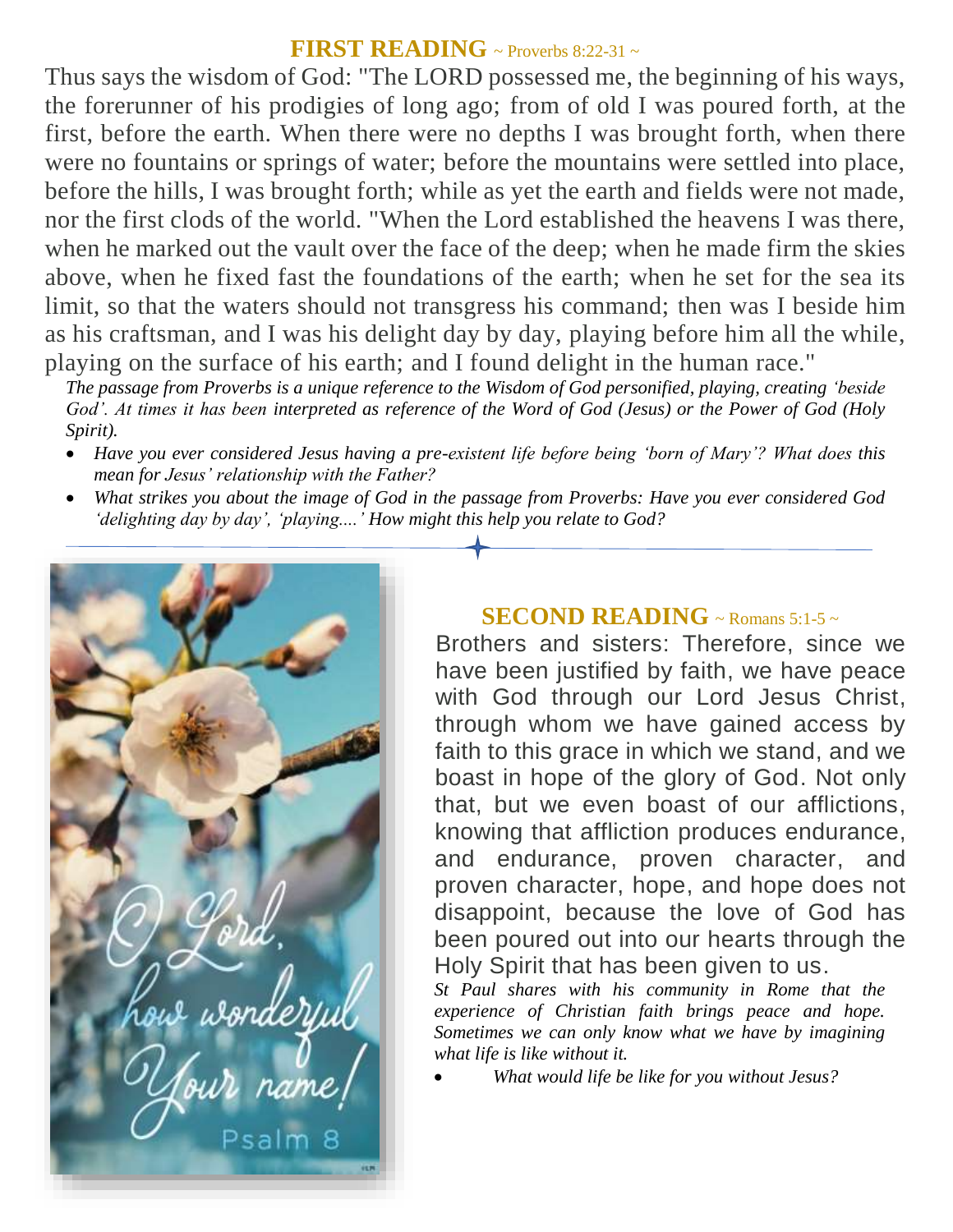## FIRST READING ~ Proverbs 8:22-31 ~

Thus says the wisdom of God: "The LORD possessed me, the beginning of his ways, the forerunner of his prodigies of long ago; from of old I was poured forth, at the first, before the earth. When there were no depths I was brought forth, when there were no fountains or springs of water; before the mountains were settled into place, before the hills, I was brought forth; while as yet the earth and fields were not made, nor the first clods of the world. "When the Lord established the heavens I was there, when he marked out the vault over the face of the deep; when he made firm the skies above, when he fixed fast the foundations of the earth; when he set for the sea its limit, so that the waters should not transgress his command; then was I beside him as his craftsman, and I was his delight day by day, playing before him all the while, playing on the surface of his earth; and I found delight in the human race."

*The passage from Proverbs is a unique reference to the Wisdom of God personified, playing, creating 'beside God'. At times it has been interpreted as reference of the Word of God (Jesus) or the Power of God (Holy Spirit).*

- *Have you ever considered Jesus having a pre-existent life before being 'born of Mary'? What does this mean for Jesus' relationship with the Father?*
- *What strikes you about the image of God in the passage from Proverbs: Have you ever considered God 'delighting day by day', 'playing....' How might this help you relate to God?*

O Lord, how wonderful Your name! Psalm 8

## SECOND READING ~ Romans 5:1-5 ~

Brothers and sisters: Therefore, since we have been justified by faith, we have peace with God through our Lord Jesus Christ, through whom we have gained access by faith to this grace in which we stand, and we boast in hope of the glory of God. Not only that, but we even boast of our afflictions, knowing that affliction produces endurance, and endurance, proven character, and proven character, hope, and hope does not disappoint, because the love of God has been poured out into our hearts through the Holy Spirit that has been given to us.

*St Paul shares with his community in Rome that the experience of Christian faith brings peace and hope. Sometimes we can only know what we have by imagining what life is like without it.*

- *What would life be like for you without Jesus?*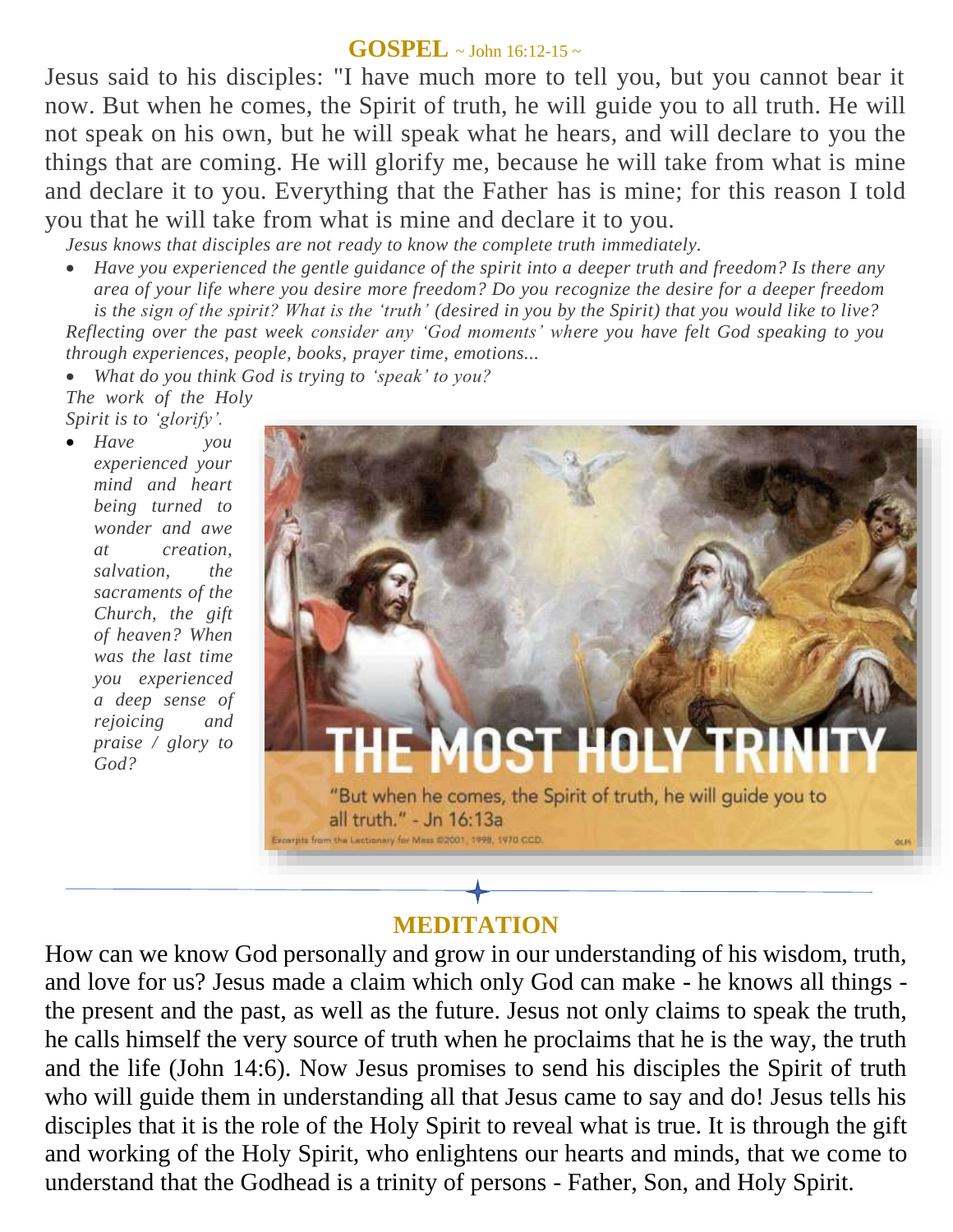## GOSPEL ~ John 16:12-15 ~

Jesus said to his disciples: "I have much more to tell you, but you cannot bear it now. But when he comes, the Spirit of truth, he will guide you to all truth. He will not speak on his own, but he will speak what he hears, and will declare to you the things that are coming. He will glorify me, because he will take from what is mine and declare it to you. Everything that the Father has is mine; for this reason I told you that he will take from what is mine and declare it to you.

*Jesus knows that disciples are not ready to know the complete truth immediately.*

- *Have you experienced the gentle guidance of the spirit into a deeper truth and freedom? Is there any area of your life where you desire more freedom? Do you recognize the desire for a deeper freedom is the sign of the spirit? What is the 'truth' (desired in you by the Spirit) that you would like to live?*

*Reflecting over the past week consider any 'God moments' where you have felt God speaking to you through experiences, people, books, prayer time, emotions...*

- *What do you think God is trying to 'speak' to you?*

*The work of the Holy Spirit is to 'glorify'.*

- *Have you experienced your mind and heart being turned to wonder and awe at creation, salvation, the sacraments of the Church, the gift of heaven? When was the last time you experienced a deep sense of rejoicing and praise / glory to God?*

## MEDITATION

How can we know God personally and grow in our understanding of his wisdom, truth, and love for us? Jesus made a claim which only God can make - he knows all things - the present and the past, as well as the future. Jesus not only claims to speak the truth, he calls himself the very source of truth when he proclaims that he is the way, the truth and the life (John 14:6). Now Jesus promises to send his disciples the Spirit of truth who will guide them in understanding all that Jesus came to say and do! Jesus tells his disciples that it is the role of the Holy Spirit to reveal what is true. It is through the gift and working of the Holy Spirit, who enlightens our hearts and minds, that we come to understand that the Godhead is a trinity of persons - Father, Son, and Holy Spirit.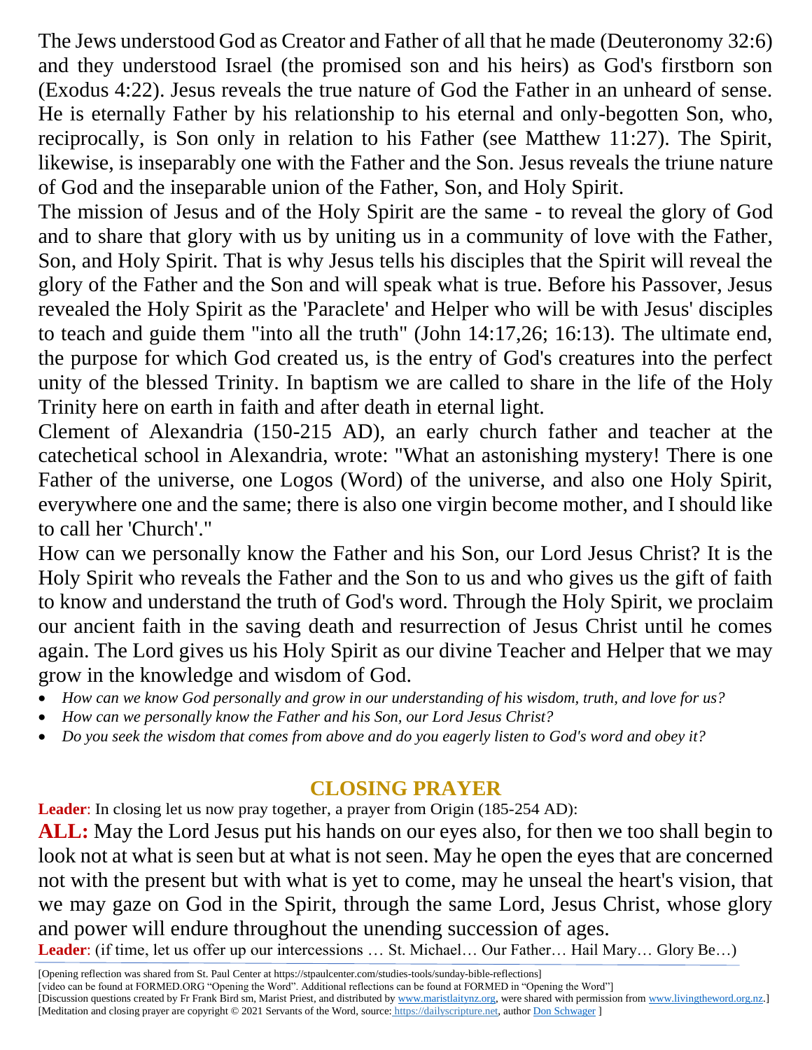The Jews understood God as Creator and Father of all that he made (Deuteronomy 32:6) and they understood Israel (the promised son and his heirs) as God's firstborn son (Exodus 4:22). Jesus reveals the true nature of God the Father in an unheard of sense. He is eternally Father by his relationship to his eternal and only-begotten Son, who, reciprocally, is Son only in relation to his Father (see Matthew 11:27). The Spirit, likewise, is inseparably one with the Father and the Son. Jesus reveals the triune nature of God and the inseparable union of the Father, Son, and Holy Spirit.

The mission of Jesus and of the Holy Spirit are the same - to reveal the glory of God and to share that glory with us by uniting us in a community of love with the Father, Son, and Holy Spirit. That is why Jesus tells his disciples that the Spirit will reveal the glory of the Father and the Son and will speak what is true. Before his Passover, Jesus revealed the Holy Spirit as the 'Paraclete' and Helper who will be with Jesus' disciples to teach and guide them "into all the truth" (John 14:17,26; 16:13). The ultimate end, the purpose for which God created us, is the entry of God's creatures into the perfect unity of the blessed Trinity. In baptism we are called to share in the life of the Holy Trinity here on earth in faith and after death in eternal light.

Clement of Alexandria (150-215 AD), an early church father and teacher at the catechetical school in Alexandria, wrote: "What an astonishing mystery! There is one Father of the universe, one Logos (Word) of the universe, and also one Holy Spirit, everywhere one and the same; there is also one virgin become mother, and I should like to call her 'Church'."

How can we personally know the Father and his Son, our Lord Jesus Christ? It is the Holy Spirit who reveals the Father and the Son to us and who gives us the gift of faith to know and understand the truth of God's word. Through the Holy Spirit, we proclaim our ancient faith in the saving death and resurrection of Jesus Christ until he comes again. The Lord gives us his Holy Spirit as our divine Teacher and Helper that we may grow in the knowledge and wisdom of God.

- *How can we know God personally and grow in our understanding of his wisdom, truth, and love for us?*
- *How can we personally know the Father and his Son, our Lord Jesus Christ?*
- *Do you seek the wisdom that comes from above and do you eagerly listen to God's word and obey it?*

## CLOSING PRAYER

**Leader**: In closing let us now pray together, a prayer from Origin (185-254 AD):

**ALL:** May the Lord Jesus put his hands on our eyes also, for then we too shall begin to look not at what is seen but at what is not seen. May he open the eyes that are concerned not with the present but with what is yet to come, may he unseal the heart's vision, that we may gaze on God in the Spirit, through the same Lord, Jesus Christ, whose glory and power will endure throughout the unending succession of ages.

**Leader**: (if time, let us offer up our intercessions … St. Michael… Our Father… Hail Mary… Glory Be…)

[Opening reflection was shared from St. Paul Center at https://stpaulcenter.com/studies-tools/sunday-bible-reflections]
[video can be found at FORMED.ORG "Opening the Word". Additional reflections can be found at FORMED in "Opening the Word"]
[Discussion questions created by Fr Frank Bird sm, Marist Priest, and distributed by www.maristlaitynz.org, were shared with permission from www.livingtheword.org.nz.]
[Meditation and closing prayer are copyright © 2021 Servants of the Word, source: https://dailyscripture.net, author Don Schwager ]